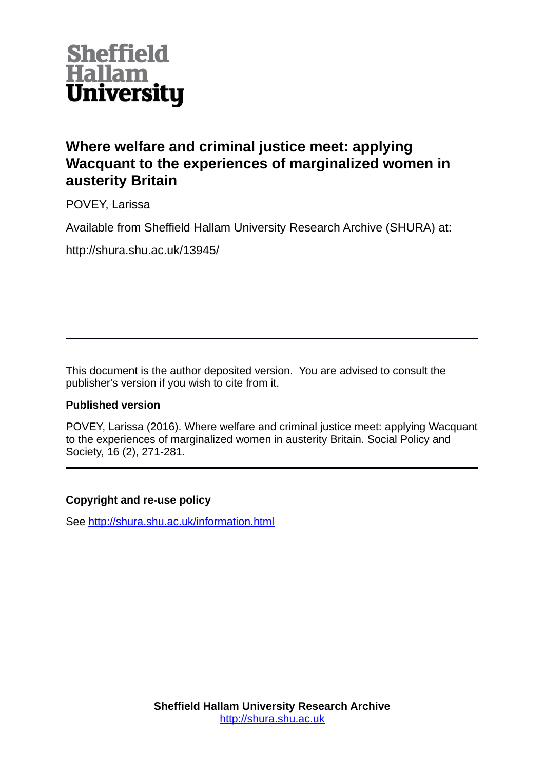Sheffield Hallam University

# Where welfare and criminal justice meet: applying Wacquant to the experiences of marginalized women in austerity Britain

POVEY, Larissa

Available from Sheffield Hallam University Research Archive (SHURA) at:

http://shura.shu.ac.uk/13945/

---

This document is the author deposited version. You are advised to consult the publisher's version if you wish to cite from it.

**Published version**

POVEY, Larissa (2016). Where welfare and criminal justice meet: applying Wacquant to the experiences of marginalized women in austerity Britain. Social Policy and Society, 16 (2), 271-281.

---

**Copyright and re-use policy**

See [http://shura.shu.ac.uk/information.html](http://shura.shu.ac.uk/information.html)

**Sheffield Hallam University Research Archive**
[http://shura.shu.ac.uk](http://shura.shu.ac.uk)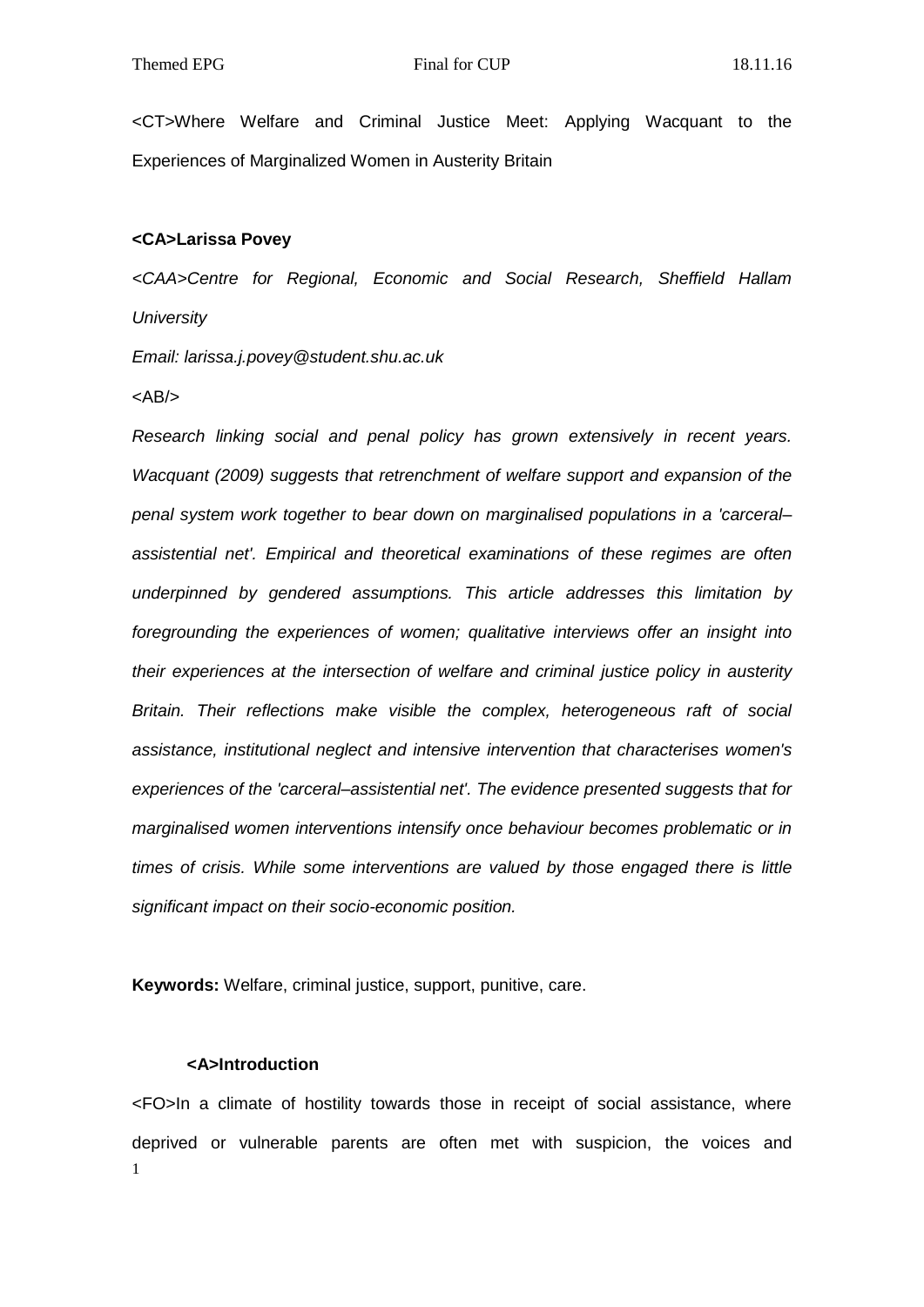<CT>Where Welfare and Criminal Justice Meet: Applying Wacquant to the Experiences of Marginalized Women in Austerity Britain

**<CA>Larissa Povey**

*<CAA>Centre for Regional, Economic and Social Research, Sheffield Hallam University*

*Email: larissa.j.povey@student.shu.ac.uk*

<AB/>

*Research linking social and penal policy has grown extensively in recent years. Wacquant (2009) suggests that retrenchment of welfare support and expansion of the penal system work together to bear down on marginalised populations in a 'carceral–assistential net'. Empirical and theoretical examinations of these regimes are often underpinned by gendered assumptions. This article addresses this limitation by foregrounding the experiences of women; qualitative interviews offer an insight into their experiences at the intersection of welfare and criminal justice policy in austerity Britain. Their reflections make visible the complex, heterogeneous raft of social assistance, institutional neglect and intensive intervention that characterises women's experiences of the 'carceral–assistential net'. The evidence presented suggests that for marginalised women interventions intensify once behaviour becomes problematic or in times of crisis. While some interventions are valued by those engaged there is little significant impact on their socio-economic position.*

**Keywords:** Welfare, criminal justice, support, punitive, care.

**<A>Introduction**

<FO>In a climate of hostility towards those in receipt of social assistance, where deprived or vulnerable parents are often met with suspicion, the voices and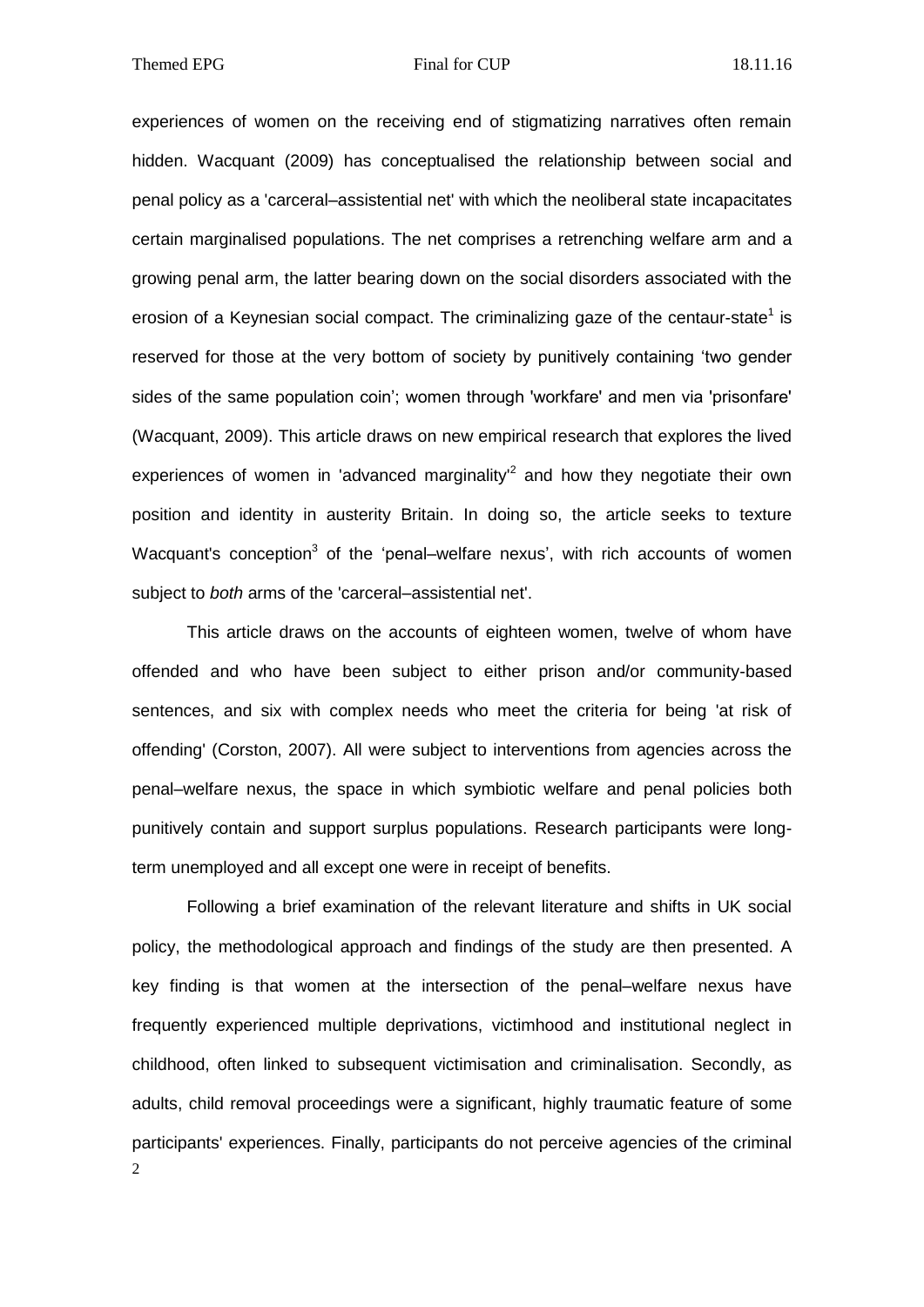experiences of women on the receiving end of stigmatizing narratives often remain hidden. Wacquant (2009) has conceptualised the relationship between social and penal policy as a 'carceral–assistential net' with which the neoliberal state incapacitates certain marginalised populations. The net comprises a retrenching welfare arm and a growing penal arm, the latter bearing down on the social disorders associated with the erosion of a Keynesian social compact. The criminalizing gaze of the centaur-state[1] is reserved for those at the very bottom of society by punitively containing 'two gender sides of the same population coin'; women through 'workfare' and men via 'prisonfare' (Wacquant, 2009). This article draws on new empirical research that explores the lived experiences of women in 'advanced marginality'[2] and how they negotiate their own position and identity in austerity Britain. In doing so, the article seeks to texture Wacquant's conception[3] of the 'penal–welfare nexus', with rich accounts of women subject to *both* arms of the 'carceral–assistential net'.

This article draws on the accounts of eighteen women, twelve of whom have offended and who have been subject to either prison and/or community-based sentences, and six with complex needs who meet the criteria for being 'at risk of offending' (Corston, 2007). All were subject to interventions from agencies across the penal–welfare nexus, the space in which symbiotic welfare and penal policies both punitively contain and support surplus populations. Research participants were long-term unemployed and all except one were in receipt of benefits.

Following a brief examination of the relevant literature and shifts in UK social policy, the methodological approach and findings of the study are then presented. A key finding is that women at the intersection of the penal–welfare nexus have frequently experienced multiple deprivations, victimhood and institutional neglect in childhood, often linked to subsequent victimisation and criminalisation. Secondly, as adults, child removal proceedings were a significant, highly traumatic feature of some participants' experiences. Finally, participants do not perceive agencies of the criminal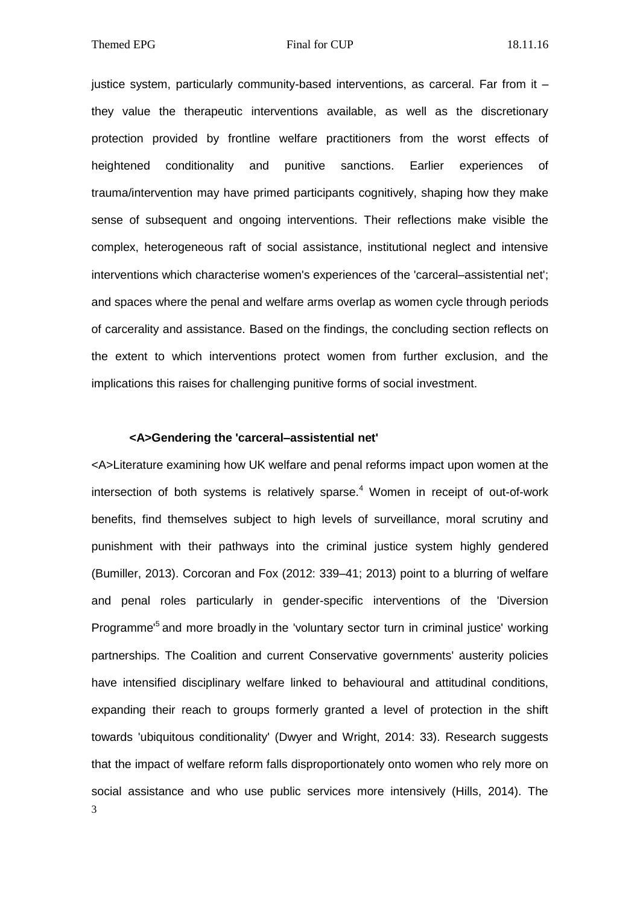justice system, particularly community-based interventions, as carceral. Far from it – they value the therapeutic interventions available, as well as the discretionary protection provided by frontline welfare practitioners from the worst effects of heightened conditionality and punitive sanctions. Earlier experiences of trauma/intervention may have primed participants cognitively, shaping how they make sense of subsequent and ongoing interventions. Their reflections make visible the complex, heterogeneous raft of social assistance, institutional neglect and intensive interventions which characterise women's experiences of the 'carceral–assistential net'; and spaces where the penal and welfare arms overlap as women cycle through periods of carcerality and assistance. Based on the findings, the concluding section reflects on the extent to which interventions protect women from further exclusion, and the implications this raises for challenging punitive forms of social investment.

## <A>Gendering the 'carceral–assistential net'

<A>Literature examining how UK welfare and penal reforms impact upon women at the intersection of both systems is relatively sparse.[4] Women in receipt of out-of-work benefits, find themselves subject to high levels of surveillance, moral scrutiny and punishment with their pathways into the criminal justice system highly gendered (Bumiller, 2013). Corcoran and Fox (2012: 339–41; 2013) point to a blurring of welfare and penal roles particularly in gender-specific interventions of the 'Diversion Programme'[5] and more broadly in the 'voluntary sector turn in criminal justice' working partnerships. The Coalition and current Conservative governments' austerity policies have intensified disciplinary welfare linked to behavioural and attitudinal conditions, expanding their reach to groups formerly granted a level of protection in the shift towards 'ubiquitous conditionality' (Dwyer and Wright, 2014: 33). Research suggests that the impact of welfare reform falls disproportionately onto women who rely more on social assistance and who use public services more intensively (Hills, 2014). The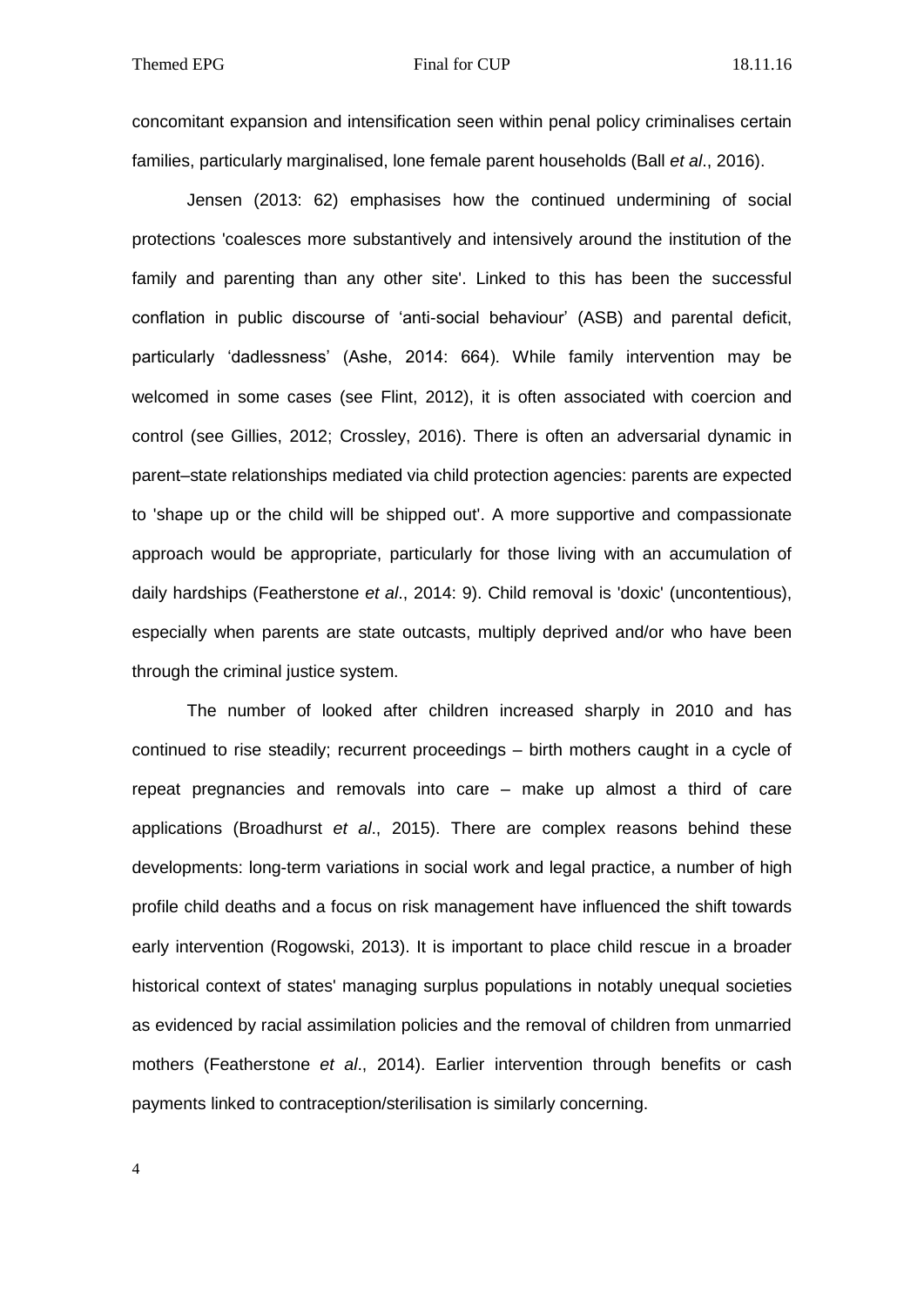concomitant expansion and intensification seen within penal policy criminalises certain families, particularly marginalised, lone female parent households (Ball *et al*., 2016).

Jensen (2013: 62) emphasises how the continued undermining of social protections 'coalesces more substantively and intensively around the institution of the family and parenting than any other site'. Linked to this has been the successful conflation in public discourse of ‘anti-social behaviour’ (ASB) and parental deficit, particularly ‘dadlessness’ (Ashe, 2014: 664). While family intervention may be welcomed in some cases (see Flint, 2012), it is often associated with coercion and control (see Gillies, 2012; Crossley, 2016). There is often an adversarial dynamic in parent–state relationships mediated via child protection agencies: parents are expected to 'shape up or the child will be shipped out'. A more supportive and compassionate approach would be appropriate, particularly for those living with an accumulation of daily hardships (Featherstone *et al*., 2014: 9). Child removal is 'doxic' (uncontentious), especially when parents are state outcasts, multiply deprived and/or who have been through the criminal justice system.

The number of looked after children increased sharply in 2010 and has continued to rise steadily; recurrent proceedings – birth mothers caught in a cycle of repeat pregnancies and removals into care – make up almost a third of care applications (Broadhurst *et al*., 2015). There are complex reasons behind these developments: long-term variations in social work and legal practice, a number of high profile child deaths and a focus on risk management have influenced the shift towards early intervention (Rogowski, 2013). It is important to place child rescue in a broader historical context of states' managing surplus populations in notably unequal societies as evidenced by racial assimilation policies and the removal of children from unmarried mothers (Featherstone *et al*., 2014). Earlier intervention through benefits or cash payments linked to contraception/sterilisation is similarly concerning.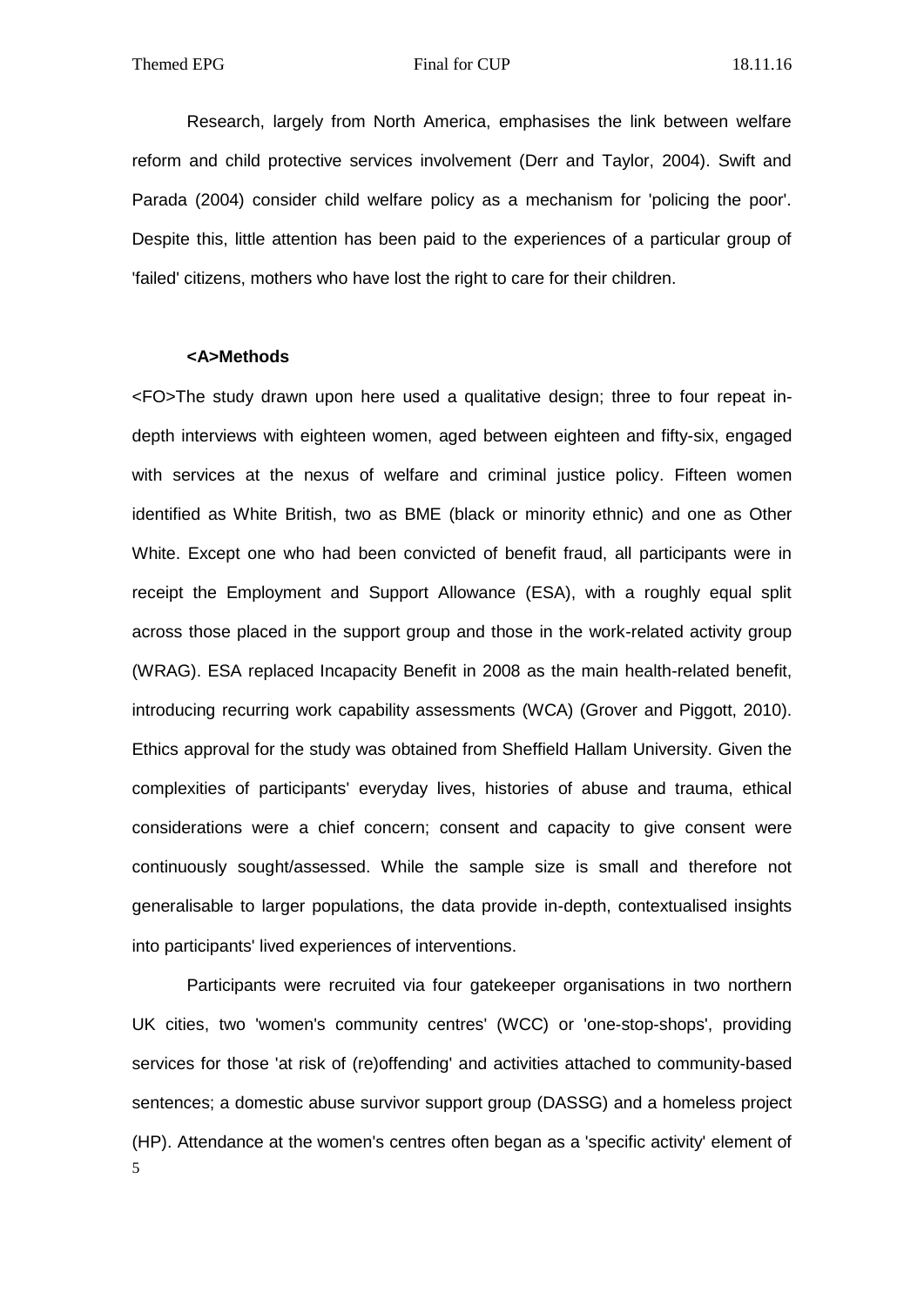Research, largely from North America, emphasises the link between welfare reform and child protective services involvement (Derr and Taylor, 2004). Swift and Parada (2004) consider child welfare policy as a mechanism for 'policing the poor'. Despite this, little attention has been paid to the experiences of a particular group of 'failed' citizens, mothers who have lost the right to care for their children.

## <A>Methods

<FO>The study drawn upon here used a qualitative design; three to four repeat in-depth interviews with eighteen women, aged between eighteen and fifty-six, engaged with services at the nexus of welfare and criminal justice policy. Fifteen women identified as White British, two as BME (black or minority ethnic) and one as Other White. Except one who had been convicted of benefit fraud, all participants were in receipt the Employment and Support Allowance (ESA), with a roughly equal split across those placed in the support group and those in the work-related activity group (WRAG). ESA replaced Incapacity Benefit in 2008 as the main health-related benefit, introducing recurring work capability assessments (WCA) (Grover and Piggott, 2010). Ethics approval for the study was obtained from Sheffield Hallam University. Given the complexities of participants' everyday lives, histories of abuse and trauma, ethical considerations were a chief concern; consent and capacity to give consent were continuously sought/assessed. While the sample size is small and therefore not generalisable to larger populations, the data provide in-depth, contextualised insights into participants' lived experiences of interventions.

Participants were recruited via four gatekeeper organisations in two northern UK cities, two 'women's community centres' (WCC) or 'one-stop-shops', providing services for those 'at risk of (re)offending' and activities attached to community-based sentences; a domestic abuse survivor support group (DASSG) and a homeless project (HP). Attendance at the women's centres often began as a 'specific activity' element of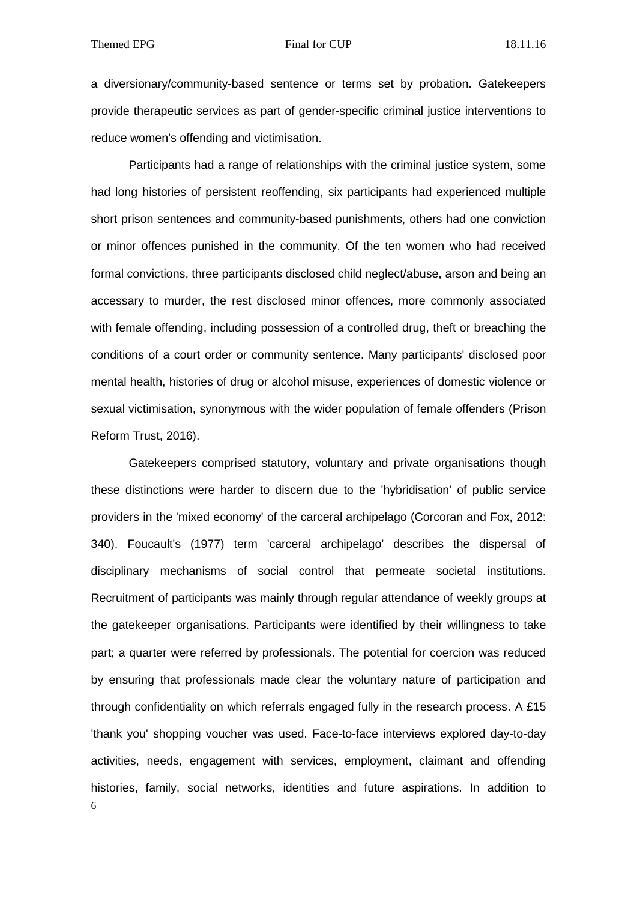a diversionary/community-based sentence or terms set by probation. Gatekeepers provide therapeutic services as part of gender-specific criminal justice interventions to reduce women's offending and victimisation.

Participants had a range of relationships with the criminal justice system, some had long histories of persistent reoffending, six participants had experienced multiple short prison sentences and community-based punishments, others had one conviction or minor offences punished in the community. Of the ten women who had received formal convictions, three participants disclosed child neglect/abuse, arson and being an accessary to murder, the rest disclosed minor offences, more commonly associated with female offending, including possession of a controlled drug, theft or breaching the conditions of a court order or community sentence. Many participants' disclosed poor mental health, histories of drug or alcohol misuse, experiences of domestic violence or sexual victimisation, synonymous with the wider population of female offenders (Prison Reform Trust, 2016).

Gatekeepers comprised statutory, voluntary and private organisations though these distinctions were harder to discern due to the 'hybridisation' of public service providers in the 'mixed economy' of the carceral archipelago (Corcoran and Fox, 2012: 340). Foucault's (1977) term 'carceral archipelago' describes the dispersal of disciplinary mechanisms of social control that permeate societal institutions. Recruitment of participants was mainly through regular attendance of weekly groups at the gatekeeper organisations. Participants were identified by their willingness to take part; a quarter were referred by professionals. The potential for coercion was reduced by ensuring that professionals made clear the voluntary nature of participation and through confidentiality on which referrals engaged fully in the research process. A £15 'thank you' shopping voucher was used. Face-to-face interviews explored day-to-day activities, needs, engagement with services, employment, claimant and offending histories, family, social networks, identities and future aspirations. In addition to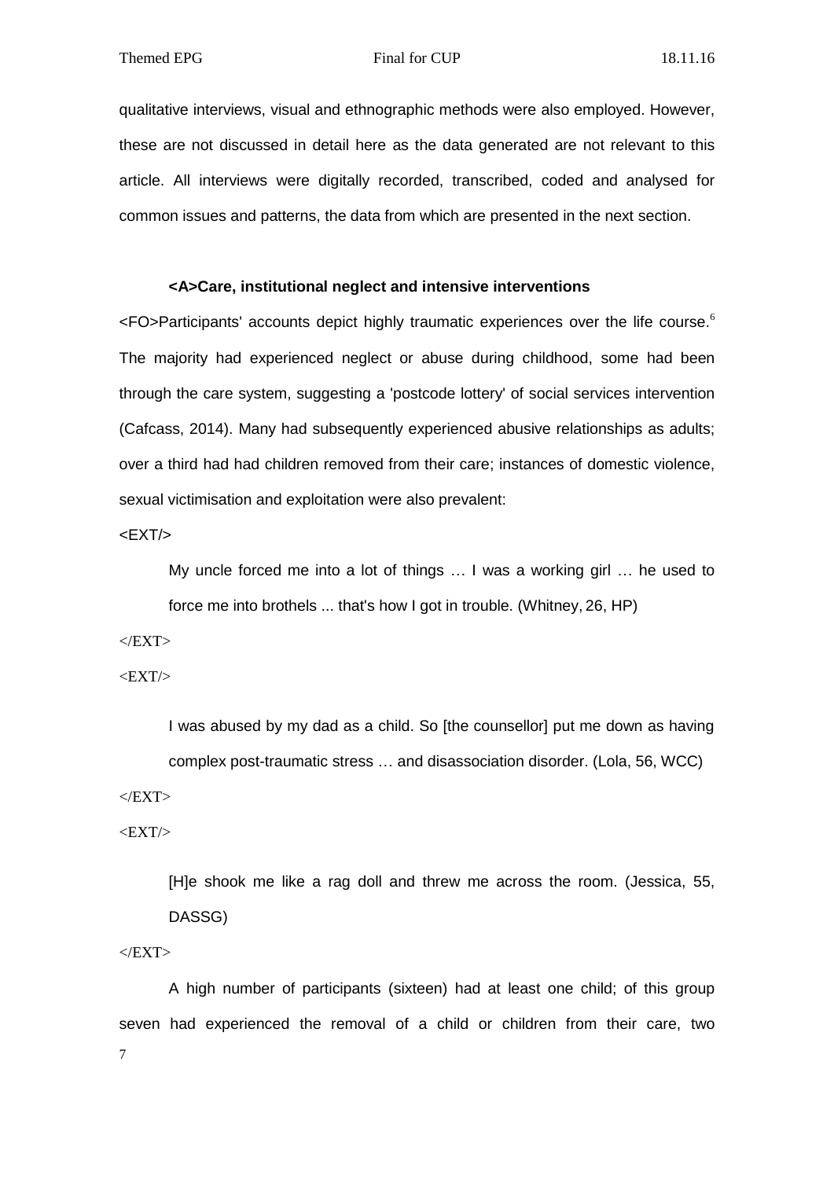qualitative interviews, visual and ethnographic methods were also employed. However, these are not discussed in detail here as the data generated are not relevant to this article. All interviews were digitally recorded, transcribed, coded and analysed for common issues and patterns, the data from which are presented in the next section.

## Care, institutional neglect and intensive interventions

Participants' accounts depict highly traumatic experiences over the life course.[6] The majority had experienced neglect or abuse during childhood, some had been through the care system, suggesting a 'postcode lottery' of social services intervention (Cafcass, 2014). Many had subsequently experienced abusive relationships as adults; over a third had had children removed from their care; instances of domestic violence, sexual victimisation and exploitation were also prevalent:

> My uncle forced me into a lot of things … I was a working girl … he used to force me into brothels ... that's how I got in trouble. (Whitney, 26, HP)

> I was abused by my dad as a child. So [the counsellor] put me down as having complex post-traumatic stress … and disassociation disorder. (Lola, 56, WCC)

> [H]e shook me like a rag doll and threw me across the room. (Jessica, 55, DASSG)

A high number of participants (sixteen) had at least one child; of this group seven had experienced the removal of a child or children from their care, two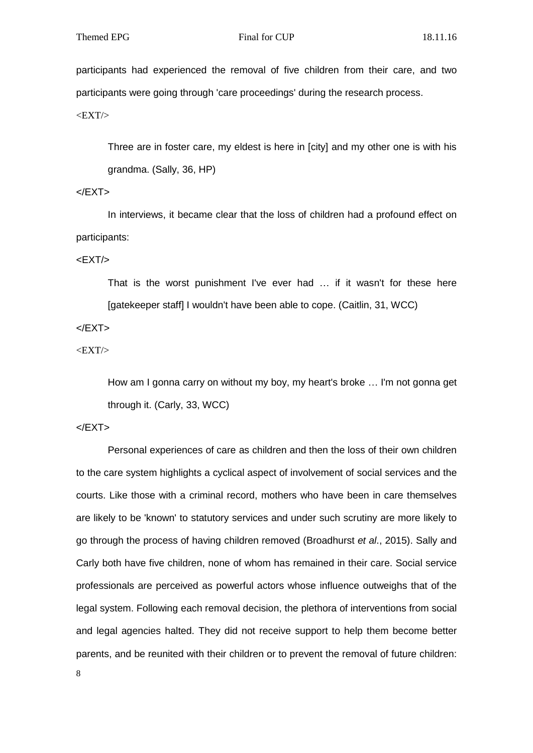participants had experienced the removal of five children from their care, and two participants were going through 'care proceedings' during the research process.

<EXT/>

> Three are in foster care, my eldest is here in [city] and my other one is with his grandma. (Sally, 36, HP)

</EXT>

In interviews, it became clear that the loss of children had a profound effect on participants:

<EXT/>

> That is the worst punishment I've ever had … if it wasn't for these here [gatekeeper staff] I wouldn't have been able to cope. (Caitlin, 31, WCC)

</EXT>

<EXT/>

> How am I gonna carry on without my boy, my heart's broke … I'm not gonna get through it. (Carly, 33, WCC)

</EXT>

Personal experiences of care as children and then the loss of their own children to the care system highlights a cyclical aspect of involvement of social services and the courts. Like those with a criminal record, mothers who have been in care themselves are likely to be 'known' to statutory services and under such scrutiny are more likely to go through the process of having children removed (Broadhurst *et al*., 2015). Sally and Carly both have five children, none of whom has remained in their care. Social service professionals are perceived as powerful actors whose influence outweighs that of the legal system. Following each removal decision, the plethora of interventions from social and legal agencies halted. They did not receive support to help them become better parents, and be reunited with their children or to prevent the removal of future children: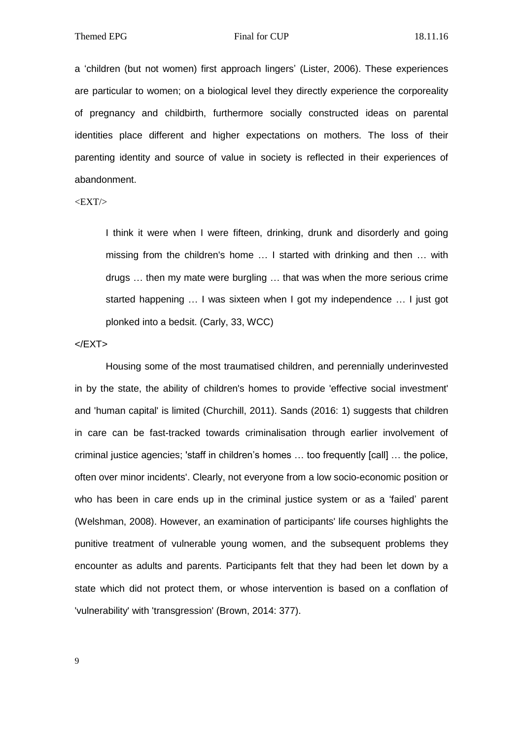a 'children (but not women) first approach lingers' (Lister, 2006). These experiences are particular to women; on a biological level they directly experience the corporeality of pregnancy and childbirth, furthermore socially constructed ideas on parental identities place different and higher expectations on mothers. The loss of their parenting identity and source of value in society is reflected in their experiences of abandonment.

<EXT/>

> I think it were when I were fifteen, drinking, drunk and disorderly and going missing from the children's home … I started with drinking and then … with drugs … then my mate were burgling … that was when the more serious crime started happening … I was sixteen when I got my independence … I just got plonked into a bedsit. (Carly, 33, WCC)

</EXT>

Housing some of the most traumatised children, and perennially underinvested in by the state, the ability of children's homes to provide 'effective social investment' and 'human capital' is limited (Churchill, 2011). Sands (2016: 1) suggests that children in care can be fast-tracked towards criminalisation through earlier involvement of criminal justice agencies; 'staff in children's homes … too frequently [call] … the police, often over minor incidents'. Clearly, not everyone from a low socio-economic position or who has been in care ends up in the criminal justice system or as a 'failed' parent (Welshman, 2008). However, an examination of participants' life courses highlights the punitive treatment of vulnerable young women, and the subsequent problems they encounter as adults and parents. Participants felt that they had been let down by a state which did not protect them, or whose intervention is based on a conflation of 'vulnerability' with 'transgression' (Brown, 2014: 377).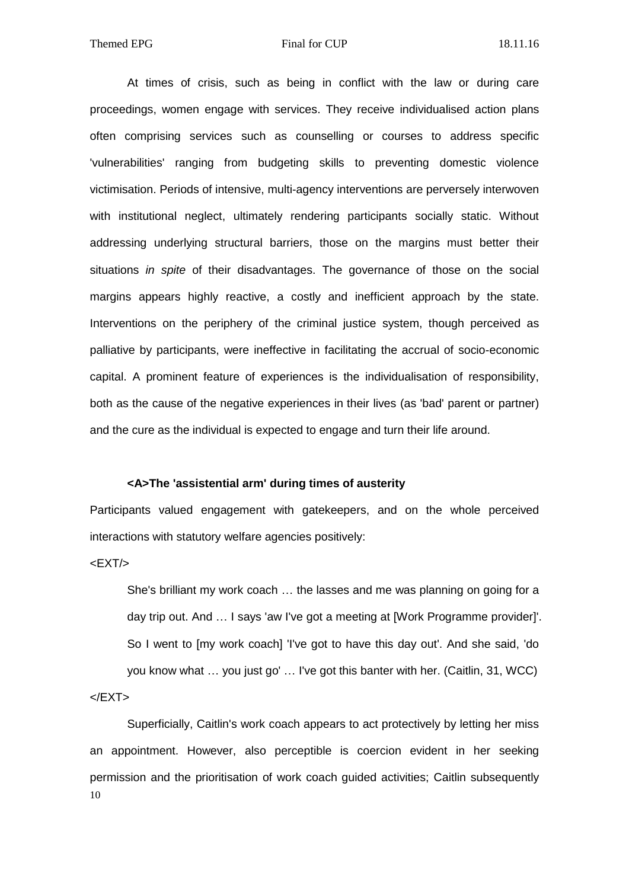At times of crisis, such as being in conflict with the law or during care proceedings, women engage with services. They receive individualised action plans often comprising services such as counselling or courses to address specific 'vulnerabilities' ranging from budgeting skills to preventing domestic violence victimisation. Periods of intensive, multi-agency interventions are perversely interwoven with institutional neglect, ultimately rendering participants socially static. Without addressing underlying structural barriers, those on the margins must better their situations *in spite* of their disadvantages. The governance of those on the social margins appears highly reactive, a costly and inefficient approach by the state. Interventions on the periphery of the criminal justice system, though perceived as palliative by participants, were ineffective in facilitating the accrual of socio-economic capital. A prominent feature of experiences is the individualisation of responsibility, both as the cause of the negative experiences in their lives (as 'bad' parent or partner) and the cure as the individual is expected to engage and turn their life around.

## <A>The 'assistential arm' during times of austerity

Participants valued engagement with gatekeepers, and on the whole perceived interactions with statutory welfare agencies positively:

<EXT/>

> She's brilliant my work coach … the lasses and me was planning on going for a day trip out. And … I says 'aw I've got a meeting at [Work Programme provider]'. So I went to [my work coach] 'I've got to have this day out'. And she said, 'do you know what … you just go' … I've got this banter with her. (Caitlin, 31, WCC)

</EXT>

Superficially, Caitlin's work coach appears to act protectively by letting her miss an appointment. However, also perceptible is coercion evident in her seeking permission and the prioritisation of work coach guided activities; Caitlin subsequently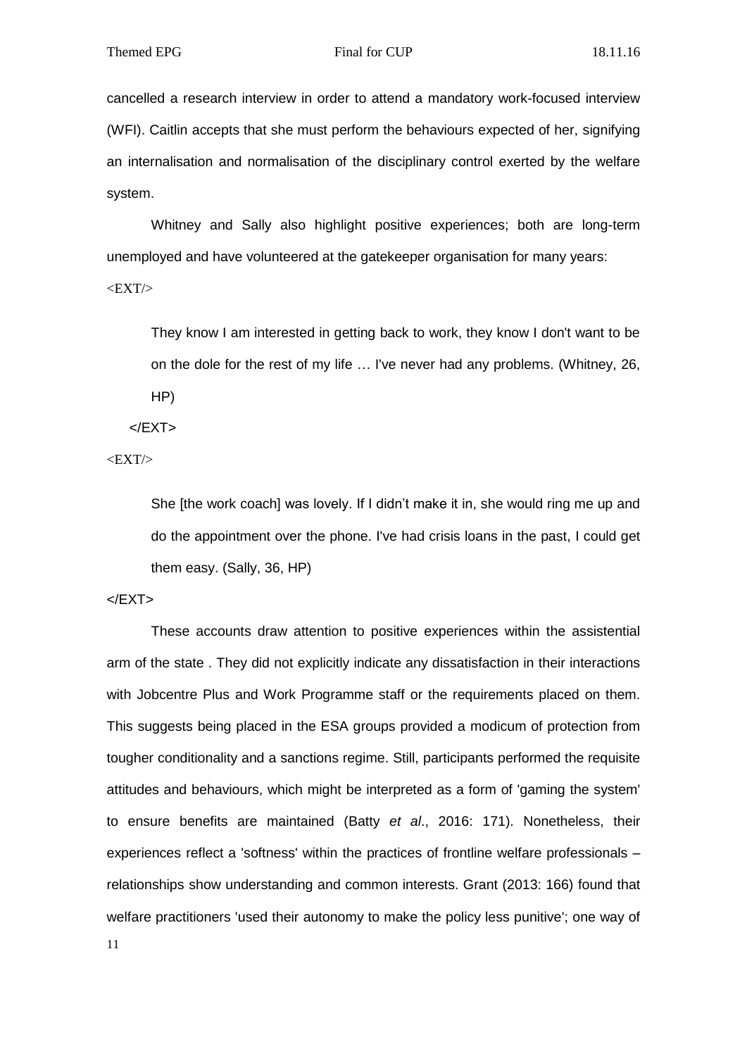cancelled a research interview in order to attend a mandatory work-focused interview (WFI). Caitlin accepts that she must perform the behaviours expected of her, signifying an internalisation and normalisation of the disciplinary control exerted by the welfare system.

Whitney and Sally also highlight positive experiences; both are long-term unemployed and have volunteered at the gatekeeper organisation for many years:

<EXT/>

> They know I am interested in getting back to work, they know I don't want to be on the dole for the rest of my life … I've never had any problems. (Whitney, 26, HP)

</EXT>

<EXT/>

> She [the work coach] was lovely. If I didn't make it in, she would ring me up and do the appointment over the phone. I've had crisis loans in the past, I could get them easy. (Sally, 36, HP)

</EXT>

These accounts draw attention to positive experiences within the assistential arm of the state . They did not explicitly indicate any dissatisfaction in their interactions with Jobcentre Plus and Work Programme staff or the requirements placed on them. This suggests being placed in the ESA groups provided a modicum of protection from tougher conditionality and a sanctions regime. Still, participants performed the requisite attitudes and behaviours, which might be interpreted as a form of 'gaming the system' to ensure benefits are maintained (Batty *et al*., 2016: 171). Nonetheless, their experiences reflect a 'softness' within the practices of frontline welfare professionals – relationships show understanding and common interests. Grant (2013: 166) found that welfare practitioners 'used their autonomy to make the policy less punitive'; one way of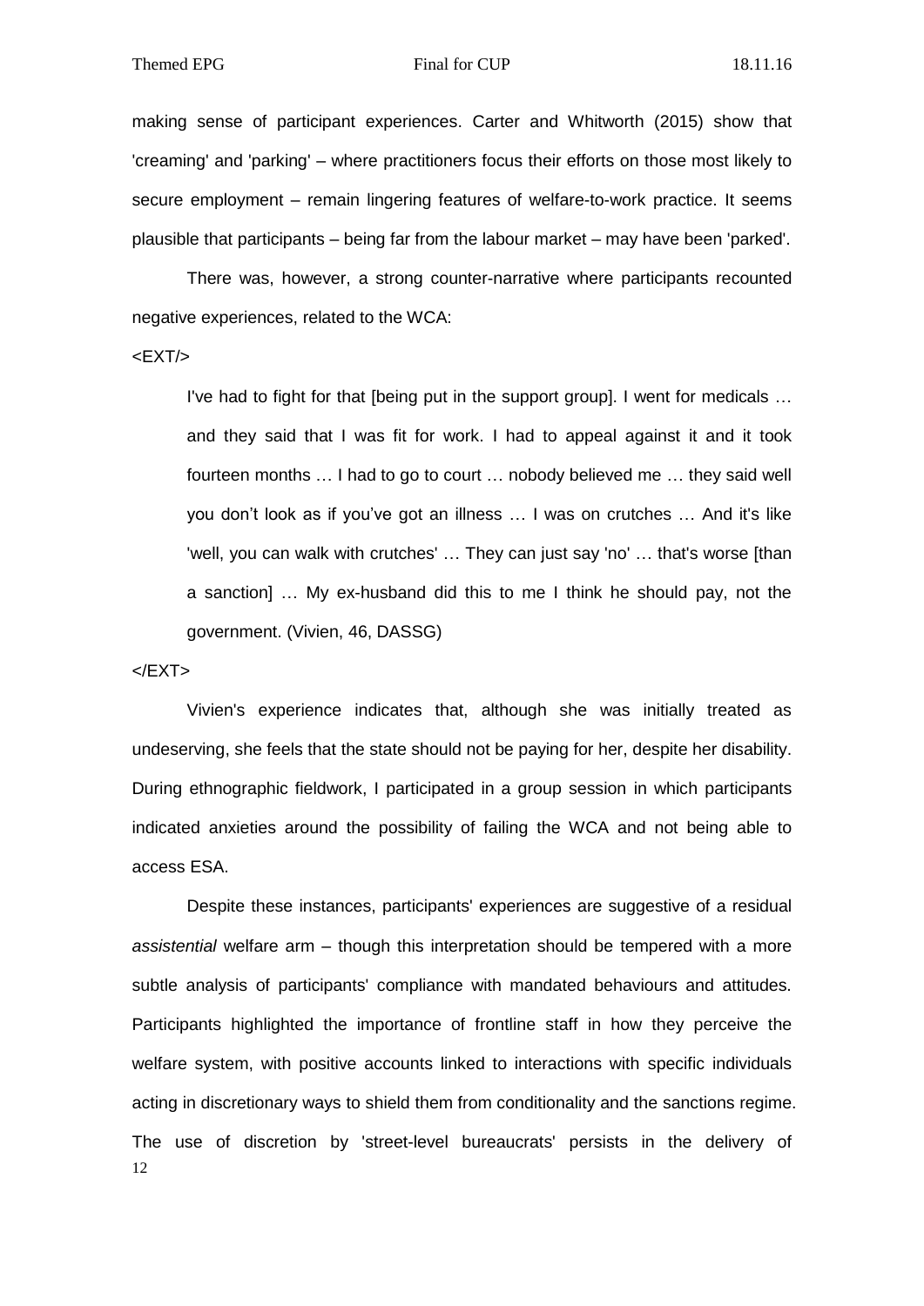making sense of participant experiences. Carter and Whitworth (2015) show that 'creaming' and 'parking' – where practitioners focus their efforts on those most likely to secure employment – remain lingering features of welfare-to-work practice. It seems plausible that participants – being far from the labour market – may have been 'parked'.

There was, however, a strong counter-narrative where participants recounted negative experiences, related to the WCA:

<EXT/>

> I've had to fight for that [being put in the support group]. I went for medicals … and they said that I was fit for work. I had to appeal against it and it took fourteen months … I had to go to court … nobody believed me … they said well you don't look as if you've got an illness … I was on crutches … And it's like 'well, you can walk with crutches' … They can just say 'no' … that's worse [than a sanction] … My ex-husband did this to me I think he should pay, not the government. (Vivien, 46, DASSG)

</EXT>

Vivien's experience indicates that, although she was initially treated as undeserving, she feels that the state should not be paying for her, despite her disability. During ethnographic fieldwork, I participated in a group session in which participants indicated anxieties around the possibility of failing the WCA and not being able to access ESA.

Despite these instances, participants' experiences are suggestive of a residual *assistential* welfare arm – though this interpretation should be tempered with a more subtle analysis of participants' compliance with mandated behaviours and attitudes. Participants highlighted the importance of frontline staff in how they perceive the welfare system, with positive accounts linked to interactions with specific individuals acting in discretionary ways to shield them from conditionality and the sanctions regime. The use of discretion by 'street-level bureaucrats' persists in the delivery of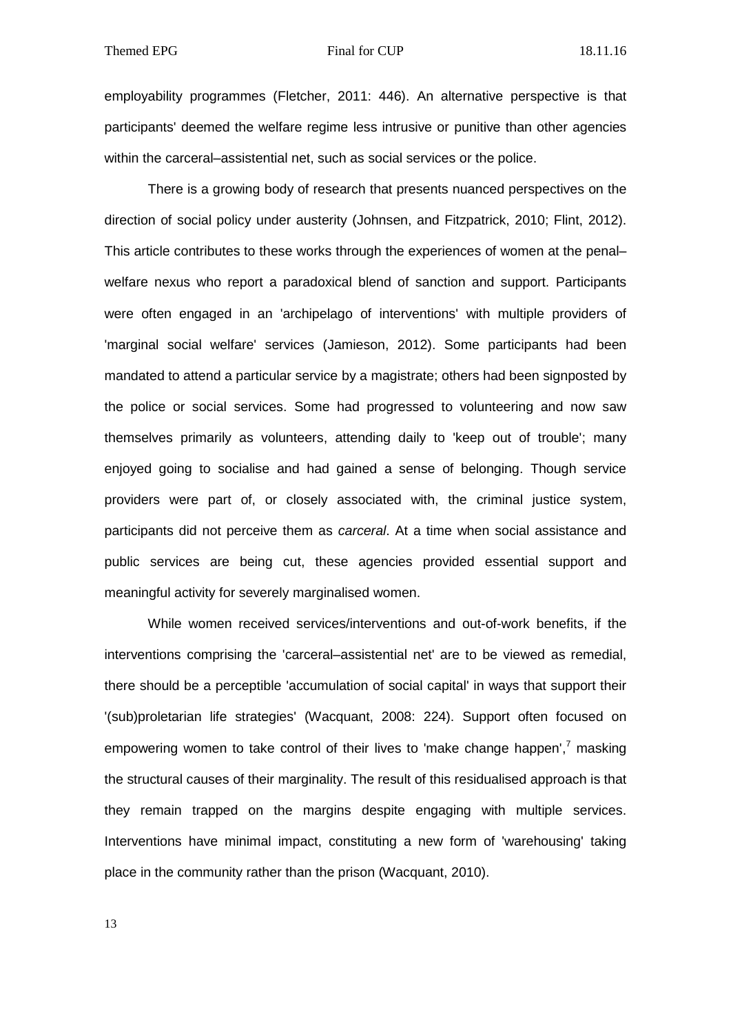employability programmes (Fletcher, 2011: 446). An alternative perspective is that participants' deemed the welfare regime less intrusive or punitive than other agencies within the carceral–assistential net, such as social services or the police.

There is a growing body of research that presents nuanced perspectives on the direction of social policy under austerity (Johnsen, and Fitzpatrick, 2010; Flint, 2012). This article contributes to these works through the experiences of women at the penal–welfare nexus who report a paradoxical blend of sanction and support. Participants were often engaged in an 'archipelago of interventions' with multiple providers of 'marginal social welfare' services (Jamieson, 2012). Some participants had been mandated to attend a particular service by a magistrate; others had been signposted by the police or social services. Some had progressed to volunteering and now saw themselves primarily as volunteers, attending daily to 'keep out of trouble'; many enjoyed going to socialise and had gained a sense of belonging. Though service providers were part of, or closely associated with, the criminal justice system, participants did not perceive them as *carceral*. At a time when social assistance and public services are being cut, these agencies provided essential support and meaningful activity for severely marginalised women.

While women received services/interventions and out-of-work benefits, if the interventions comprising the 'carceral–assistential net' are to be viewed as remedial, there should be a perceptible 'accumulation of social capital' in ways that support their '(sub)proletarian life strategies' (Wacquant, 2008: 224). Support often focused on empowering women to take control of their lives to 'make change happen',[7] masking the structural causes of their marginality. The result of this residualised approach is that they remain trapped on the margins despite engaging with multiple services. Interventions have minimal impact, constituting a new form of 'warehousing' taking place in the community rather than the prison (Wacquant, 2010).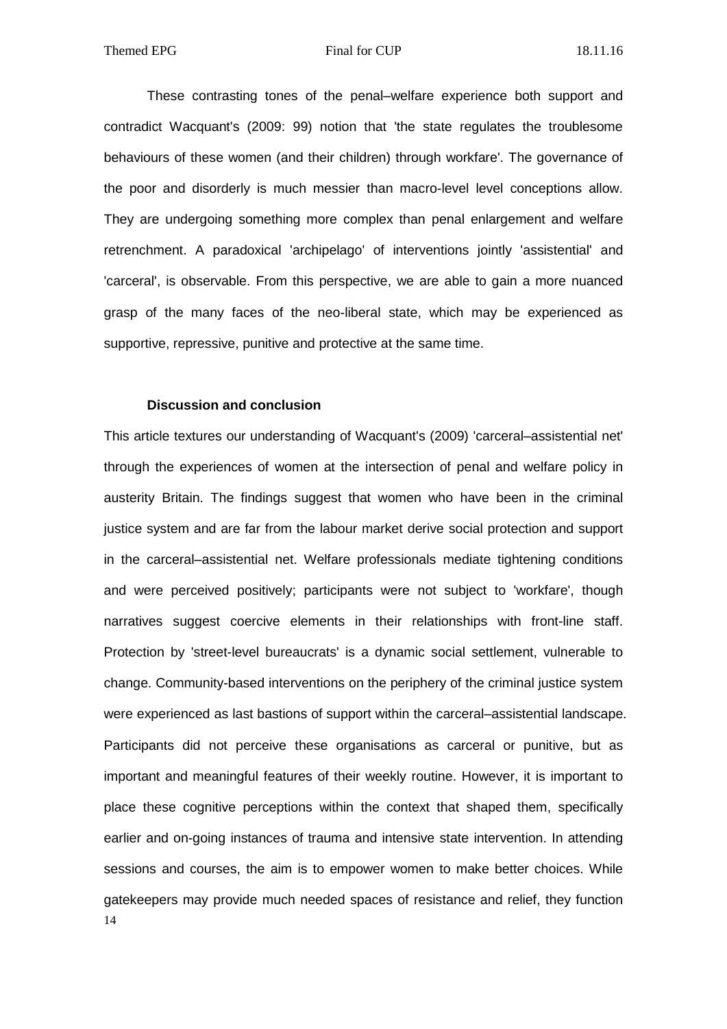These contrasting tones of the penal–welfare experience both support and contradict Wacquant's (2009: 99) notion that 'the state regulates the troublesome behaviours of these women (and their children) through workfare'. The governance of the poor and disorderly is much messier than macro-level level conceptions allow. They are undergoing something more complex than penal enlargement and welfare retrenchment. A paradoxical 'archipelago' of interventions jointly 'assistential' and 'carceral', is observable. From this perspective, we are able to gain a more nuanced grasp of the many faces of the neo-liberal state, which may be experienced as supportive, repressive, punitive and protective at the same time.

## Discussion and conclusion

This article textures our understanding of Wacquant's (2009) 'carceral–assistential net' through the experiences of women at the intersection of penal and welfare policy in austerity Britain. The findings suggest that women who have been in the criminal justice system and are far from the labour market derive social protection and support in the carceral–assistential net. Welfare professionals mediate tightening conditions and were perceived positively; participants were not subject to 'workfare', though narratives suggest coercive elements in their relationships with front-line staff. Protection by 'street-level bureaucrats' is a dynamic social settlement, vulnerable to change. Community-based interventions on the periphery of the criminal justice system were experienced as last bastions of support within the carceral–assistential landscape. Participants did not perceive these organisations as carceral or punitive, but as important and meaningful features of their weekly routine. However, it is important to place these cognitive perceptions within the context that shaped them, specifically earlier and on-going instances of trauma and intensive state intervention. In attending sessions and courses, the aim is to empower women to make better choices. While gatekeepers may provide much needed spaces of resistance and relief, they function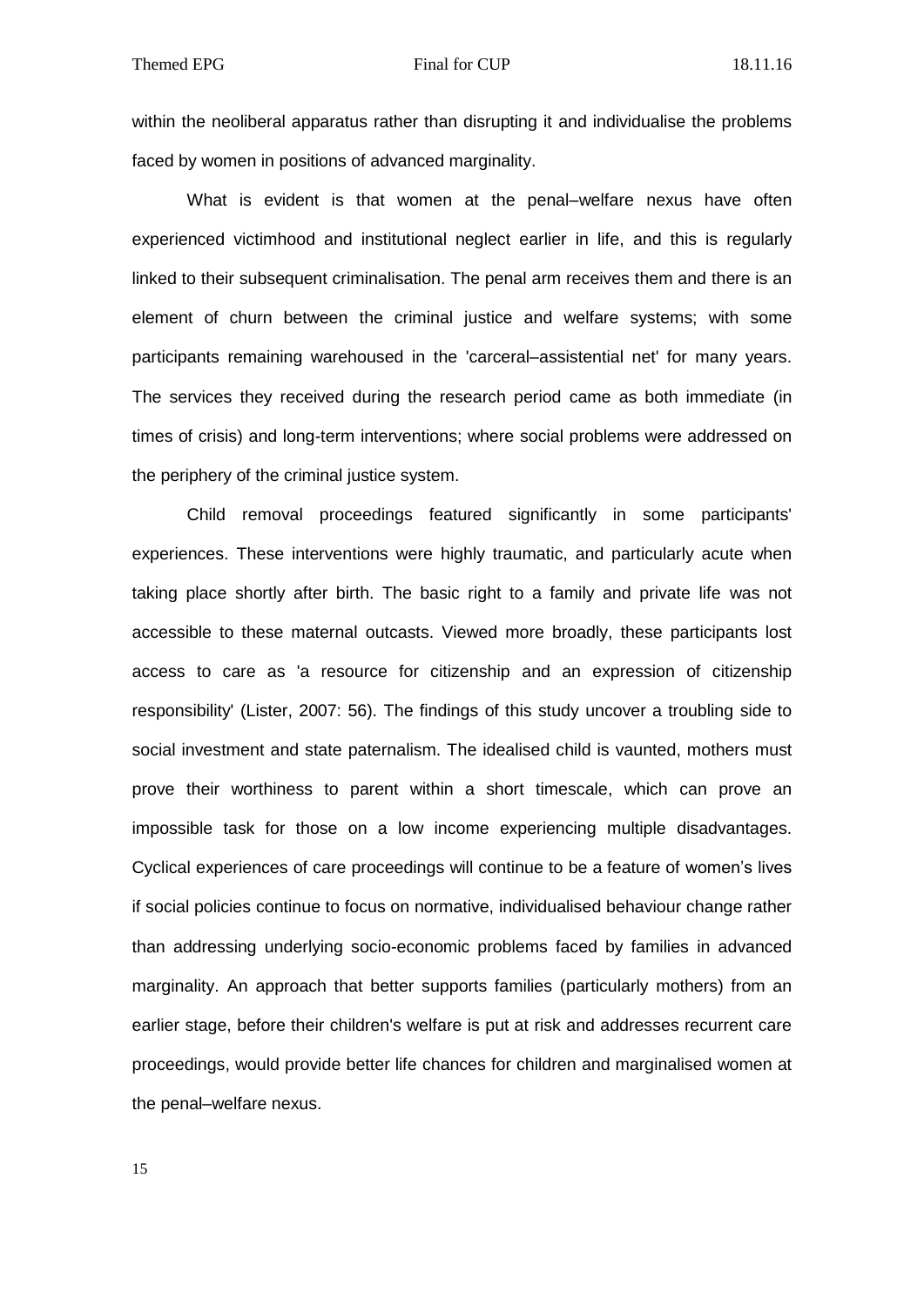within the neoliberal apparatus rather than disrupting it and individualise the problems faced by women in positions of advanced marginality.

What is evident is that women at the penal–welfare nexus have often experienced victimhood and institutional neglect earlier in life, and this is regularly linked to their subsequent criminalisation. The penal arm receives them and there is an element of churn between the criminal justice and welfare systems; with some participants remaining warehoused in the 'carceral–assistential net' for many years. The services they received during the research period came as both immediate (in times of crisis) and long-term interventions; where social problems were addressed on the periphery of the criminal justice system.

Child removal proceedings featured significantly in some participants' experiences. These interventions were highly traumatic, and particularly acute when taking place shortly after birth. The basic right to a family and private life was not accessible to these maternal outcasts. Viewed more broadly, these participants lost access to care as 'a resource for citizenship and an expression of citizenship responsibility' (Lister, 2007: 56). The findings of this study uncover a troubling side to social investment and state paternalism. The idealised child is vaunted, mothers must prove their worthiness to parent within a short timescale, which can prove an impossible task for those on a low income experiencing multiple disadvantages. Cyclical experiences of care proceedings will continue to be a feature of women's lives if social policies continue to focus on normative, individualised behaviour change rather than addressing underlying socio-economic problems faced by families in advanced marginality. An approach that better supports families (particularly mothers) from an earlier stage, before their children's welfare is put at risk and addresses recurrent care proceedings, would provide better life chances for children and marginalised women at the penal–welfare nexus.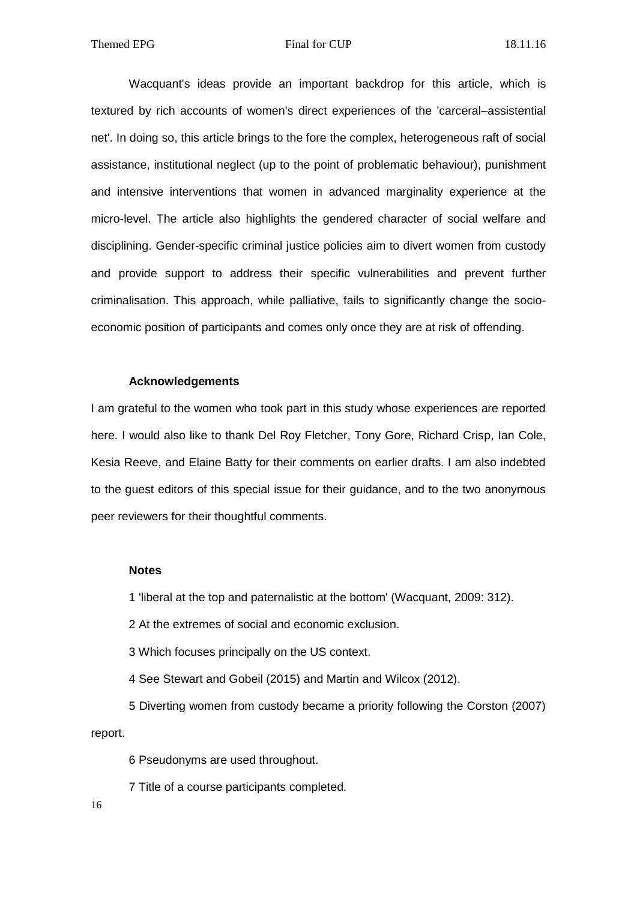Wacquant's ideas provide an important backdrop for this article, which is textured by rich accounts of women's direct experiences of the 'carceral–assistential net'. In doing so, this article brings to the fore the complex, heterogeneous raft of social assistance, institutional neglect (up to the point of problematic behaviour), punishment and intensive interventions that women in advanced marginality experience at the micro-level. The article also highlights the gendered character of social welfare and disciplining. Gender-specific criminal justice policies aim to divert women from custody and provide support to address their specific vulnerabilities and prevent further criminalisation. This approach, while palliative, fails to significantly change the socio-economic position of participants and comes only once they are at risk of offending.

## Acknowledgements

I am grateful to the women who took part in this study whose experiences are reported here. I would also like to thank Del Roy Fletcher, Tony Gore, Richard Crisp, Ian Cole, Kesia Reeve, and Elaine Batty for their comments on earlier drafts. I am also indebted to the guest editors of this special issue for their guidance, and to the two anonymous peer reviewers for their thoughtful comments.

## Notes

1 'liberal at the top and paternalistic at the bottom' (Wacquant, 2009: 312).

2 At the extremes of social and economic exclusion.

3 Which focuses principally on the US context.

4 See Stewart and Gobeil (2015) and Martin and Wilcox (2012).

5 Diverting women from custody became a priority following the Corston (2007) report.

6 Pseudonyms are used throughout.

7 Title of a course participants completed.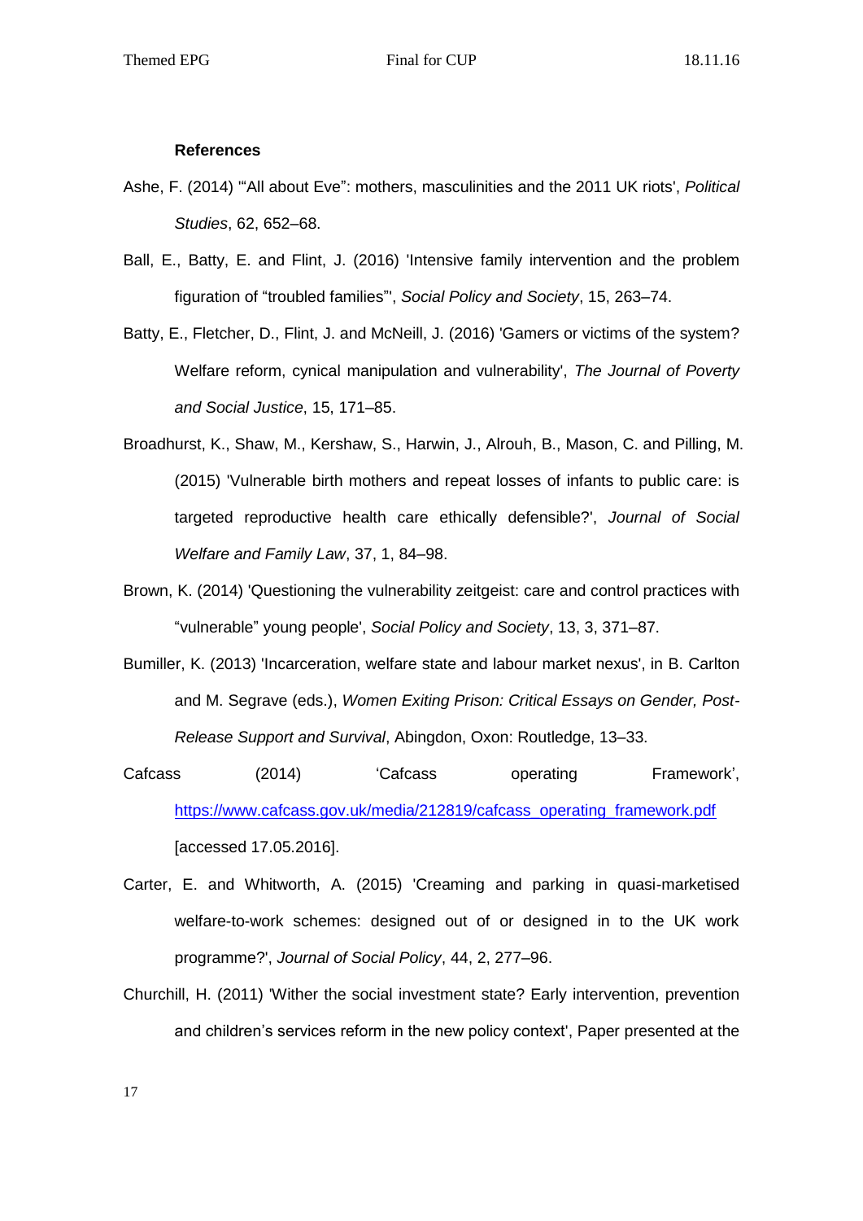**References**

Ashe, F. (2014) '"All about Eve": mothers, masculinities and the 2011 UK riots', *Political Studies*, 62, 652–68.

Ball, E., Batty, E. and Flint, J. (2016) 'Intensive family intervention and the problem figuration of "troubled families"', *Social Policy and Society*, 15, 263–74.

Batty, E., Fletcher, D., Flint, J. and McNeill, J. (2016) 'Gamers or victims of the system? Welfare reform, cynical manipulation and vulnerability', *The Journal of Poverty and Social Justice*, 15, 171–85.

Broadhurst, K., Shaw, M., Kershaw, S., Harwin, J., Alrouh, B., Mason, C. and Pilling, M. (2015) 'Vulnerable birth mothers and repeat losses of infants to public care: is targeted reproductive health care ethically defensible?', *Journal of Social Welfare and Family Law*, 37, 1, 84–98.

Brown, K. (2014) 'Questioning the vulnerability zeitgeist: care and control practices with "vulnerable" young people', *Social Policy and Society*, 13, 3, 371–87.

Bumiller, K. (2013) 'Incarceration, welfare state and labour market nexus', in B. Carlton and M. Segrave (eds.), *Women Exiting Prison: Critical Essays on Gender, Post-Release Support and Survival*, Abingdon, Oxon: Routledge, 13–33.

Cafcass (2014) 'Cafcass operating Framework', https://www.cafcass.gov.uk/media/212819/cafcass_operating_framework.pdf [accessed 17.05.2016].

Carter, E. and Whitworth, A. (2015) 'Creaming and parking in quasi-marketised welfare-to-work schemes: designed out of or designed in to the UK work programme?', *Journal of Social Policy*, 44, 2, 277–96.

Churchill, H. (2011) 'Wither the social investment state? Early intervention, prevention and children's services reform in the new policy context', Paper presented at the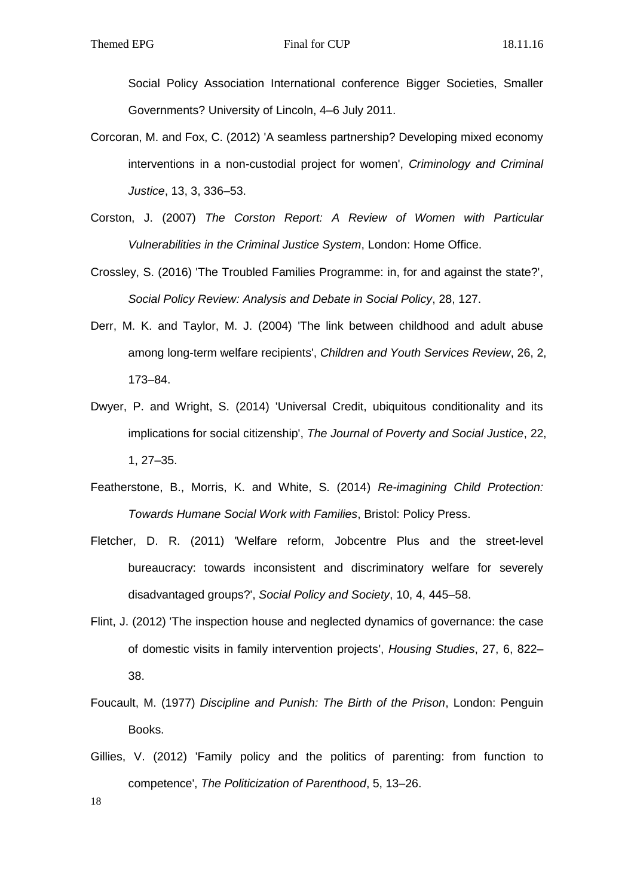Social Policy Association International conference Bigger Societies, Smaller Governments? University of Lincoln, 4–6 July 2011.

Corcoran, M. and Fox, C. (2012) 'A seamless partnership? Developing mixed economy interventions in a non-custodial project for women', *Criminology and Criminal Justice*, 13, 3, 336–53.

Corston, J. (2007) *The Corston Report: A Review of Women with Particular Vulnerabilities in the Criminal Justice System*, London: Home Office.

Crossley, S. (2016) 'The Troubled Families Programme: in, for and against the state?', *Social Policy Review: Analysis and Debate in Social Policy*, 28, 127.

Derr, M. K. and Taylor, M. J. (2004) 'The link between childhood and adult abuse among long-term welfare recipients', *Children and Youth Services Review*, 26, 2, 173–84.

Dwyer, P. and Wright, S. (2014) 'Universal Credit, ubiquitous conditionality and its implications for social citizenship', *The Journal of Poverty and Social Justice*, 22, 1, 27–35.

Featherstone, B., Morris, K. and White, S. (2014) *Re-imagining Child Protection: Towards Humane Social Work with Families*, Bristol: Policy Press.

Fletcher, D. R. (2011) 'Welfare reform, Jobcentre Plus and the street-level bureaucracy: towards inconsistent and discriminatory welfare for severely disadvantaged groups?', *Social Policy and Society*, 10, 4, 445–58.

Flint, J. (2012) 'The inspection house and neglected dynamics of governance: the case of domestic visits in family intervention projects', *Housing Studies*, 27, 6, 822–38.

Foucault, M. (1977) *Discipline and Punish: The Birth of the Prison*, London: Penguin Books.

Gillies, V. (2012) 'Family policy and the politics of parenting: from function to competence', *The Politicization of Parenthood*, 5, 13–26.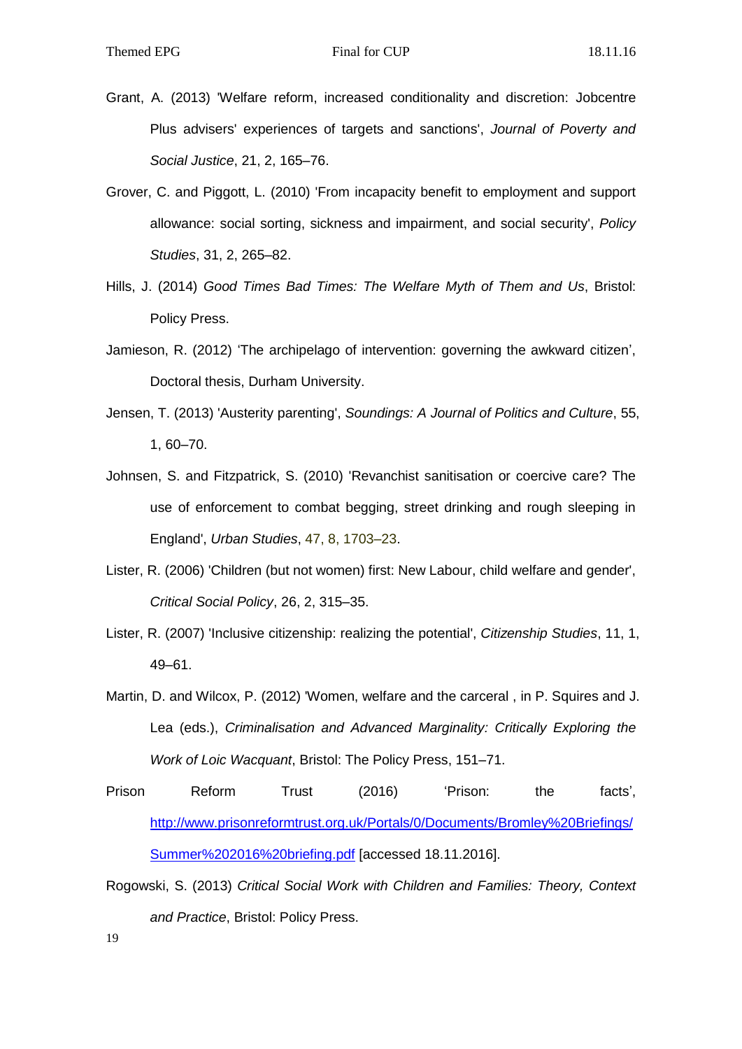Grant, A. (2013) 'Welfare reform, increased conditionality and discretion: Jobcentre Plus advisers' experiences of targets and sanctions', *Journal of Poverty and Social Justice*, 21, 2, 165–76.

Grover, C. and Piggott, L. (2010) 'From incapacity benefit to employment and support allowance: social sorting, sickness and impairment, and social security', *Policy Studies*, 31, 2, 265–82.

Hills, J. (2014) *Good Times Bad Times: The Welfare Myth of Them and Us*, Bristol: Policy Press.

Jamieson, R. (2012) 'The archipelago of intervention: governing the awkward citizen', Doctoral thesis, Durham University.

Jensen, T. (2013) 'Austerity parenting', *Soundings: A Journal of Politics and Culture*, 55, 1, 60–70.

Johnsen, S. and Fitzpatrick, S. (2010) 'Revanchist sanitisation or coercive care? The use of enforcement to combat begging, street drinking and rough sleeping in England', *Urban Studies*, 47, 8, 1703–23.

Lister, R. (2006) 'Children (but not women) first: New Labour, child welfare and gender', *Critical Social Policy*, 26, 2, 315–35.

Lister, R. (2007) 'Inclusive citizenship: realizing the potential', *Citizenship Studies*, 11, 1, 49–61.

Martin, D. and Wilcox, P. (2012) 'Women, welfare and the carceral , in P. Squires and J. Lea (eds.), *Criminalisation and Advanced Marginality: Critically Exploring the Work of Loic Wacquant*, Bristol: The Policy Press, 151–71.

Prison Reform Trust (2016) 'Prison: the facts', http://www.prisonreformtrust.org.uk/Portals/0/Documents/Bromley%20Briefings/Summer%202016%20briefing.pdf [accessed 18.11.2016].

Rogowski, S. (2013) *Critical Social Work with Children and Families: Theory, Context and Practice*, Bristol: Policy Press.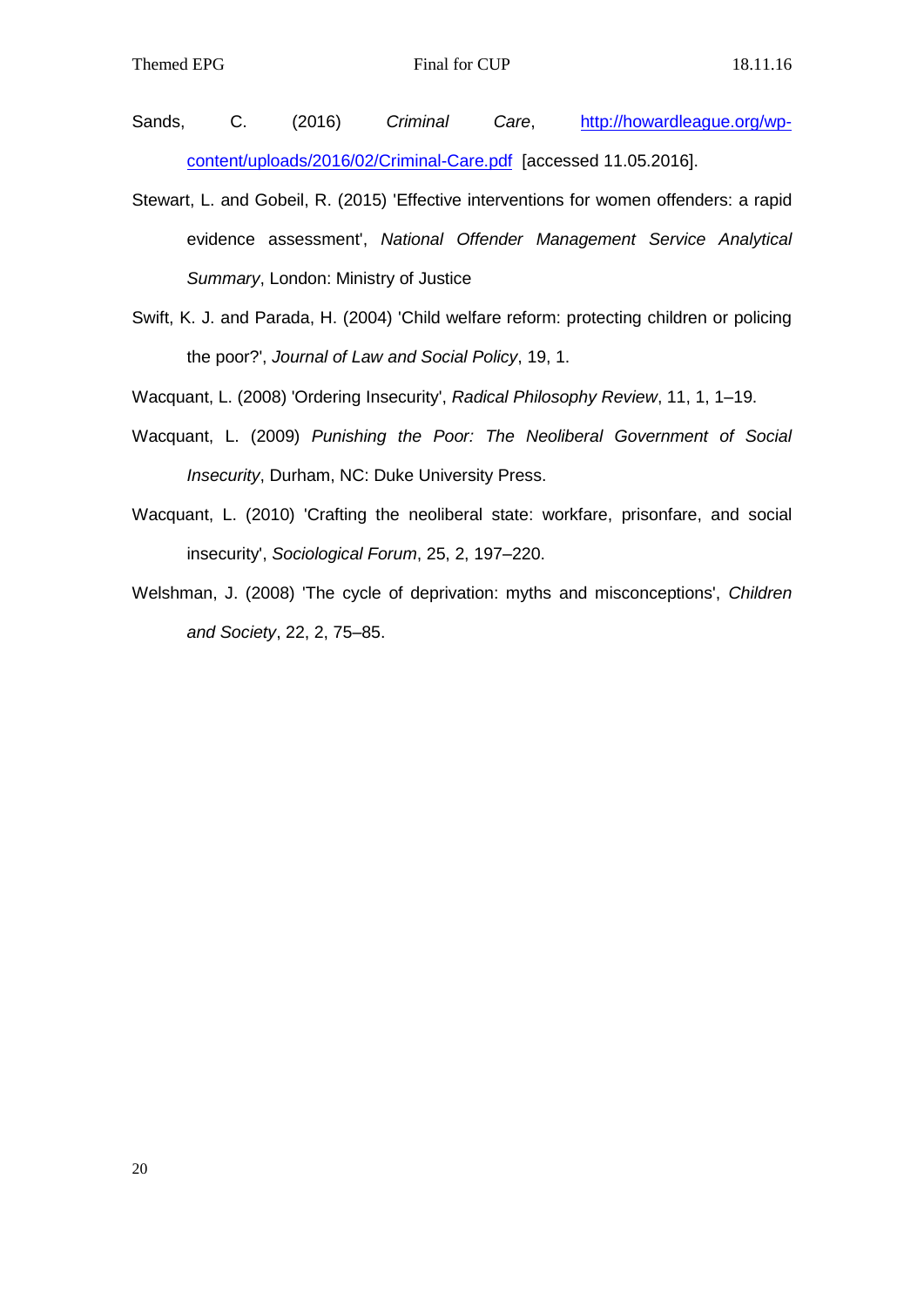Sands, C. (2016) *Criminal Care*, http://howardleague.org/wp-content/uploads/2016/02/Criminal-Care.pdf [accessed 11.05.2016].

Stewart, L. and Gobeil, R. (2015) 'Effective interventions for women offenders: a rapid evidence assessment', *National Offender Management Service Analytical Summary*, London: Ministry of Justice

Swift, K. J. and Parada, H. (2004) 'Child welfare reform: protecting children or policing the poor?', *Journal of Law and Social Policy*, 19, 1.

Wacquant, L. (2008) 'Ordering Insecurity', *Radical Philosophy Review*, 11, 1, 1–19.

Wacquant, L. (2009) *Punishing the Poor: The Neoliberal Government of Social Insecurity*, Durham, NC: Duke University Press.

Wacquant, L. (2010) 'Crafting the neoliberal state: workfare, prisonfare, and social insecurity', *Sociological Forum*, 25, 2, 197–220.

Welshman, J. (2008) 'The cycle of deprivation: myths and misconceptions', *Children and Society*, 22, 2, 75–85.